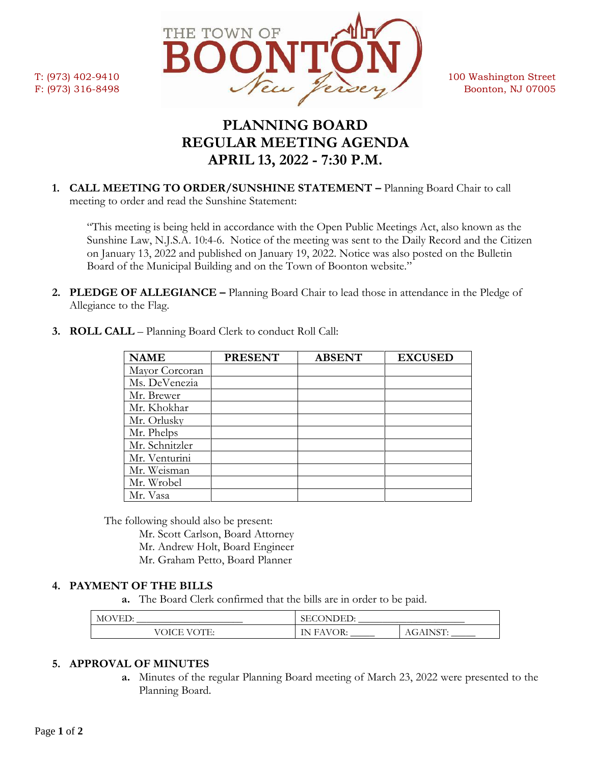T: (973) 402-9410
F: (973) 316-8498

THE TOWN OF BOONTON New Jersey

100 Washington Street
Boonton, NJ 07005

# PLANNING BOARD
# REGULAR MEETING AGENDA
# APRIL 13, 2022 - 7:30 P.M.

1. **CALL MEETING TO ORDER/SUNSHINE STATEMENT –** Planning Board Chair to call meeting to order and read the Sunshine Statement:

   "This meeting is being held in accordance with the Open Public Meetings Act, also known as the Sunshine Law, N.J.S.A. 10:4-6. Notice of the meeting was sent to the Daily Record and the Citizen on January 13, 2022 and published on January 19, 2022. Notice was also posted on the Bulletin Board of the Municipal Building and on the Town of Boonton website."

2. **PLEDGE OF ALLEGIANCE –** Planning Board Chair to lead those in attendance in the Pledge of Allegiance to the Flag.

3. **ROLL CALL** – Planning Board Clerk to conduct Roll Call:

| NAME | PRESENT | ABSENT | EXCUSED |
|---|---|---|---|
| Mayor Corcoran | | | |
| Ms. DeVenezia | | | |
| Mr. Brewer | | | |
| Mr. Khokhar | | | |
| Mr. Orlusky | | | |
| Mr. Phelps | | | |
| Mr. Schnitzler | | | |
| Mr. Venturini | | | |
| Mr. Weisman | | | |
| Mr. Wrobel | | | |
| Mr. Vasa | | | |

The following should also be present:

Mr. Scott Carlson, Board Attorney
Mr. Andrew Holt, Board Engineer
Mr. Graham Petto, Board Planner

4. **PAYMENT OF THE BILLS**
   a. The Board Clerk confirmed that the bills are in order to be paid.

| MOVED: ____________________ | SECONDED: ____________________ | |
|---|---|---|
| VOICE VOTE: | IN FAVOR: _____ | AGAINST: _____ |

5. **APPROVAL OF MINUTES**
   a. Minutes of the regular Planning Board meeting of March 23, 2022 were presented to the Planning Board.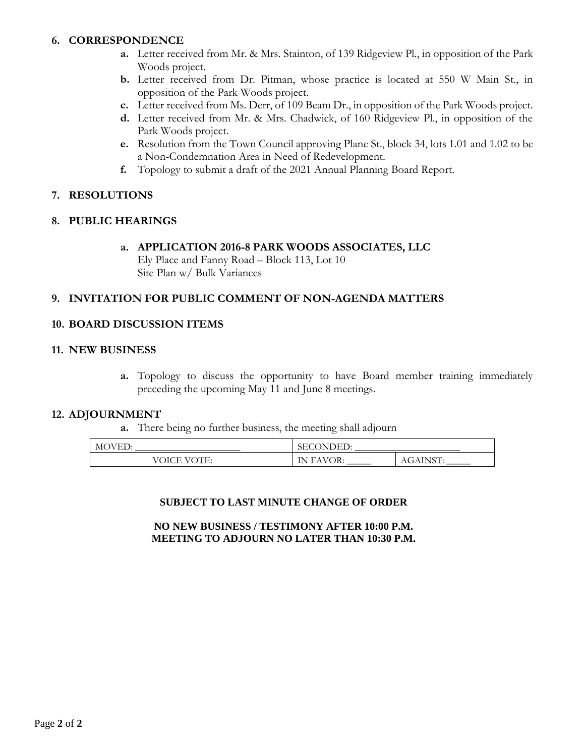## 6. CORRESPONDENCE

- **a.** Letter received from Mr. & Mrs. Stainton, of 139 Ridgeview Pl., in opposition of the Park Woods project.
- **b.** Letter received from Dr. Pitman, whose practice is located at 550 W Main St., in opposition of the Park Woods project.
- **c.** Letter received from Ms. Derr, of 109 Beam Dr., in opposition of the Park Woods project.
- **d.** Letter received from Mr. & Mrs. Chadwick, of 160 Ridgeview Pl., in opposition of the Park Woods project.
- **e.** Resolution from the Town Council approving Plane St., block 34, lots 1.01 and 1.02 to be a Non-Condemnation Area in Need of Redevelopment.
- **f.** Topology to submit a draft of the 2021 Annual Planning Board Report.

## 7. RESOLUTIONS

## 8. PUBLIC HEARINGS

**a. APPLICATION 2016-8 PARK WOODS ASSOCIATES, LLC**
Ely Place and Fanny Road – Block 113, Lot 10
Site Plan w/ Bulk Variances

## 9. INVITATION FOR PUBLIC COMMENT OF NON-AGENDA MATTERS

## 10. BOARD DISCUSSION ITEMS

## 11. NEW BUSINESS

- **a.** Topology to discuss the opportunity to have Board member training immediately preceding the upcoming May 11 and June 8 meetings.

## 12. ADJOURNMENT

- **a.** There being no further business, the meeting shall adjourn

| | | |
|---|---|---|
| MOVED: ____________________ | SECONDED: ____________________ | |
| VOICE VOTE: | IN FAVOR: _____ | AGAINST: _____ |

**SUBJECT TO LAST MINUTE CHANGE OF ORDER**

**NO NEW BUSINESS / TESTIMONY AFTER 10:00 P.M.**
**MEETING TO ADJOURN NO LATER THAN 10:30 P.M.**